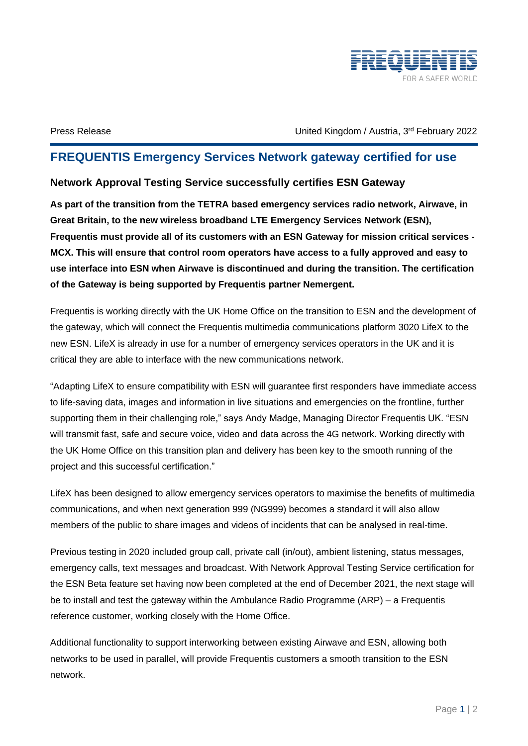Press Release

United Kingdom / Austria, 3rd February 2022

# FREQUENTIS Emergency Services Network gateway certified for use

## Network Approval Testing Service successfully certifies ESN Gateway

**As part of the transition from the TETRA based emergency services radio network, Airwave, in Great Britain, to the new wireless broadband LTE Emergency Services Network (ESN), Frequentis must provide all of its customers with an ESN Gateway for mission critical services - MCX. This will ensure that control room operators have access to a fully approved and easy to use interface into ESN when Airwave is discontinued and during the transition. The certification of the Gateway is being supported by Frequentis partner Nemergent.**

Frequentis is working directly with the UK Home Office on the transition to ESN and the development of the gateway, which will connect the Frequentis multimedia communications platform 3020 LifeX to the new ESN. LifeX is already in use for a number of emergency services operators in the UK and it is critical they are able to interface with the new communications network.

"Adapting LifeX to ensure compatibility with ESN will guarantee first responders have immediate access to life-saving data, images and information in live situations and emergencies on the frontline, further supporting them in their challenging role," says Andy Madge, Managing Director Frequentis UK. "ESN will transmit fast, safe and secure voice, video and data across the 4G network. Working directly with the UK Home Office on this transition plan and delivery has been key to the smooth running of the project and this successful certification."

LifeX has been designed to allow emergency services operators to maximise the benefits of multimedia communications, and when next generation 999 (NG999) becomes a standard it will also allow members of the public to share images and videos of incidents that can be analysed in real-time.

Previous testing in 2020 included group call, private call (in/out), ambient listening, status messages, emergency calls, text messages and broadcast. With Network Approval Testing Service certification for the ESN Beta feature set having now been completed at the end of December 2021, the next stage will be to install and test the gateway within the Ambulance Radio Programme (ARP) – a Frequentis reference customer, working closely with the Home Office.

Additional functionality to support interworking between existing Airwave and ESN, allowing both networks to be used in parallel, will provide Frequentis customers a smooth transition to the ESN network.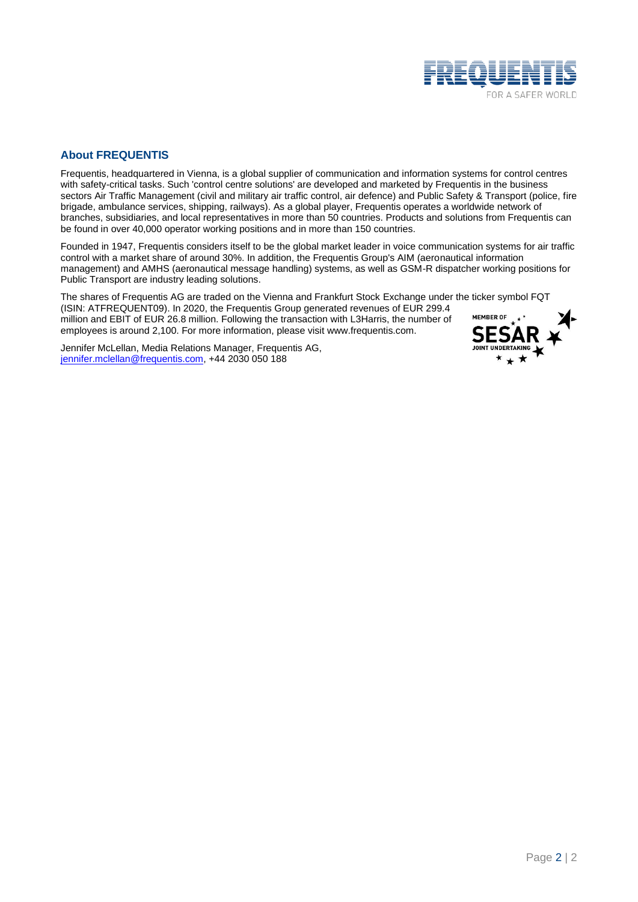## About FREQUENTIS

Frequentis, headquartered in Vienna, is a global supplier of communication and information systems for control centres with safety-critical tasks. Such 'control centre solutions' are developed and marketed by Frequentis in the business sectors Air Traffic Management (civil and military air traffic control, air defence) and Public Safety & Transport (police, fire brigade, ambulance services, shipping, railways). As a global player, Frequentis operates a worldwide network of branches, subsidiaries, and local representatives in more than 50 countries. Products and solutions from Frequentis can be found in over 40,000 operator working positions and in more than 150 countries.

Founded in 1947, Frequentis considers itself to be the global market leader in voice communication systems for air traffic control with a market share of around 30%. In addition, the Frequentis Group's AIM (aeronautical information management) and AMHS (aeronautical message handling) systems, as well as GSM-R dispatcher working positions for Public Transport are industry leading solutions.

The shares of Frequentis AG are traded on the Vienna and Frankfurt Stock Exchange under the ticker symbol FQT (ISIN: ATFREQUENT09). In 2020, the Frequentis Group generated revenues of EUR 299.4 million and EBIT of EUR 26.8 million. Following the transaction with L3Harris, the number of employees is around 2,100. For more information, please visit www.frequentis.com.

Jennifer McLellan, Media Relations Manager, Frequentis AG,
jennifer.mclellan@frequentis.com, +44 2030 050 188